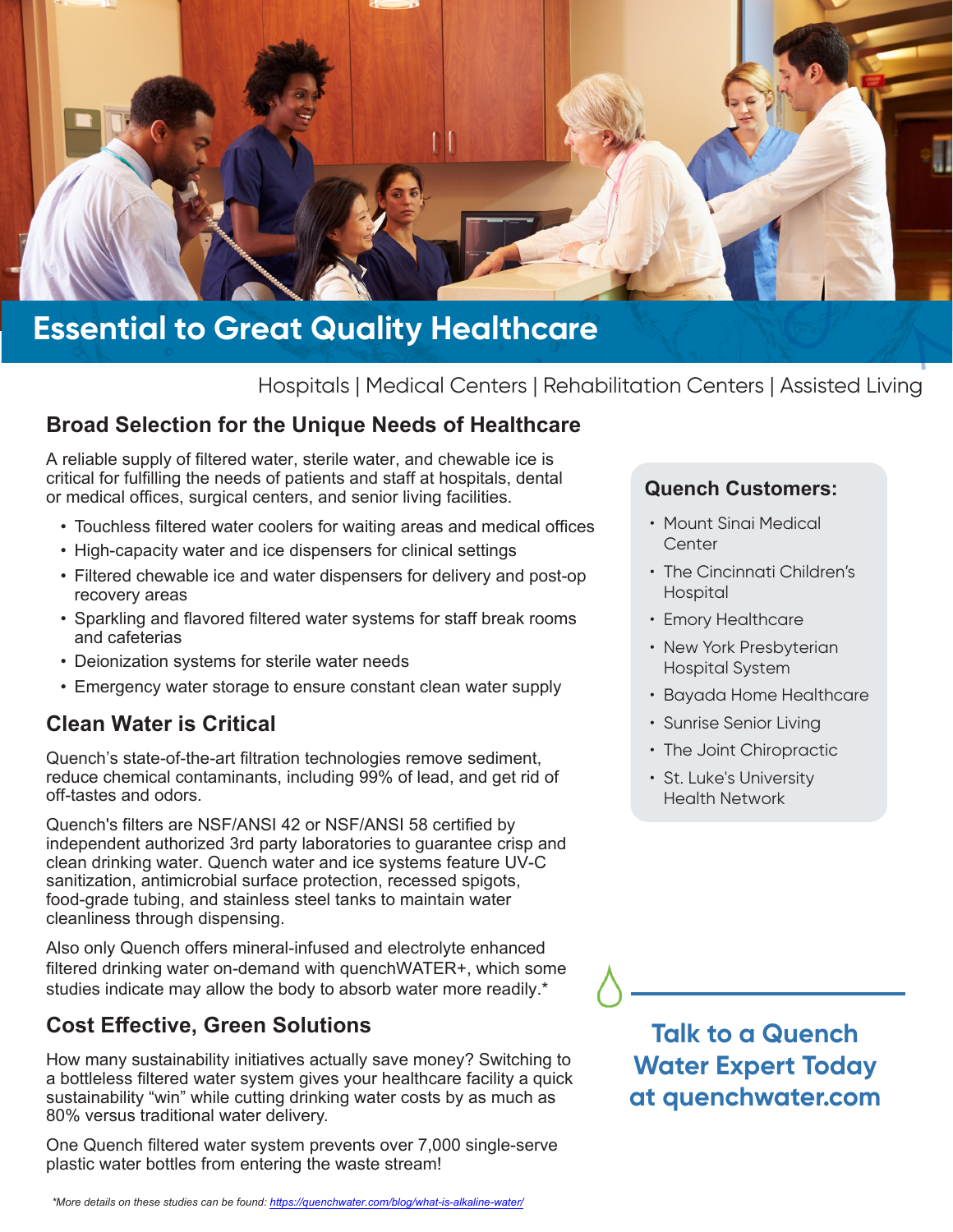# Essential to Great Quality Healthcare

Hospitals | Medical Centers | Rehabilitation Centers | Assisted Living

## Broad Selection for the Unique Needs of Healthcare

A reliable supply of filtered water, sterile water, and chewable ice is critical for fulfilling the needs of patients and staff at hospitals, dental or medical offices, surgical centers, and senior living facilities.

- Touchless filtered water coolers for waiting areas and medical offices
- High-capacity water and ice dispensers for clinical settings
- Filtered chewable ice and water dispensers for delivery and post-op recovery areas
- Sparkling and flavored filtered water systems for staff break rooms and cafeterias
- Deionization systems for sterile water needs
- Emergency water storage to ensure constant clean water supply

## Clean Water is Critical

Quench's state-of-the-art filtration technologies remove sediment, reduce chemical contaminants, including 99% of lead, and get rid of off-tastes and odors.

Quench's filters are NSF/ANSI 42 or NSF/ANSI 58 certified by independent authorized 3rd party laboratories to guarantee crisp and clean drinking water. Quench water and ice systems feature UV-C sanitization, antimicrobial surface protection, recessed spigots, food-grade tubing, and stainless steel tanks to maintain water cleanliness through dispensing.

Also only Quench offers mineral-infused and electrolyte enhanced filtered drinking water on-demand with quenchWATER+, which some studies indicate may allow the body to absorb water more readily.*

## Cost Effective, Green Solutions

How many sustainability initiatives actually save money? Switching to a bottleless filtered water system gives your healthcare facility a quick sustainability "win" while cutting drinking water costs by as much as 80% versus traditional water delivery.

One Quench filtered water system prevents over 7,000 single-serve plastic water bottles from entering the waste stream!

### Quench Customers:

- Mount Sinai Medical Center
- The Cincinnati Children's Hospital
- Emory Healthcare
- New York Presbyterian Hospital System
- Bayada Home Healthcare
- Sunrise Senior Living
- The Joint Chiropractic
- St. Luke's University Health Network

**Talk to a Quench Water Expert Today at quenchwater.com**

*\*More details on these studies can be found: https://quenchwater.com/blog/what-is-alkaline-water/*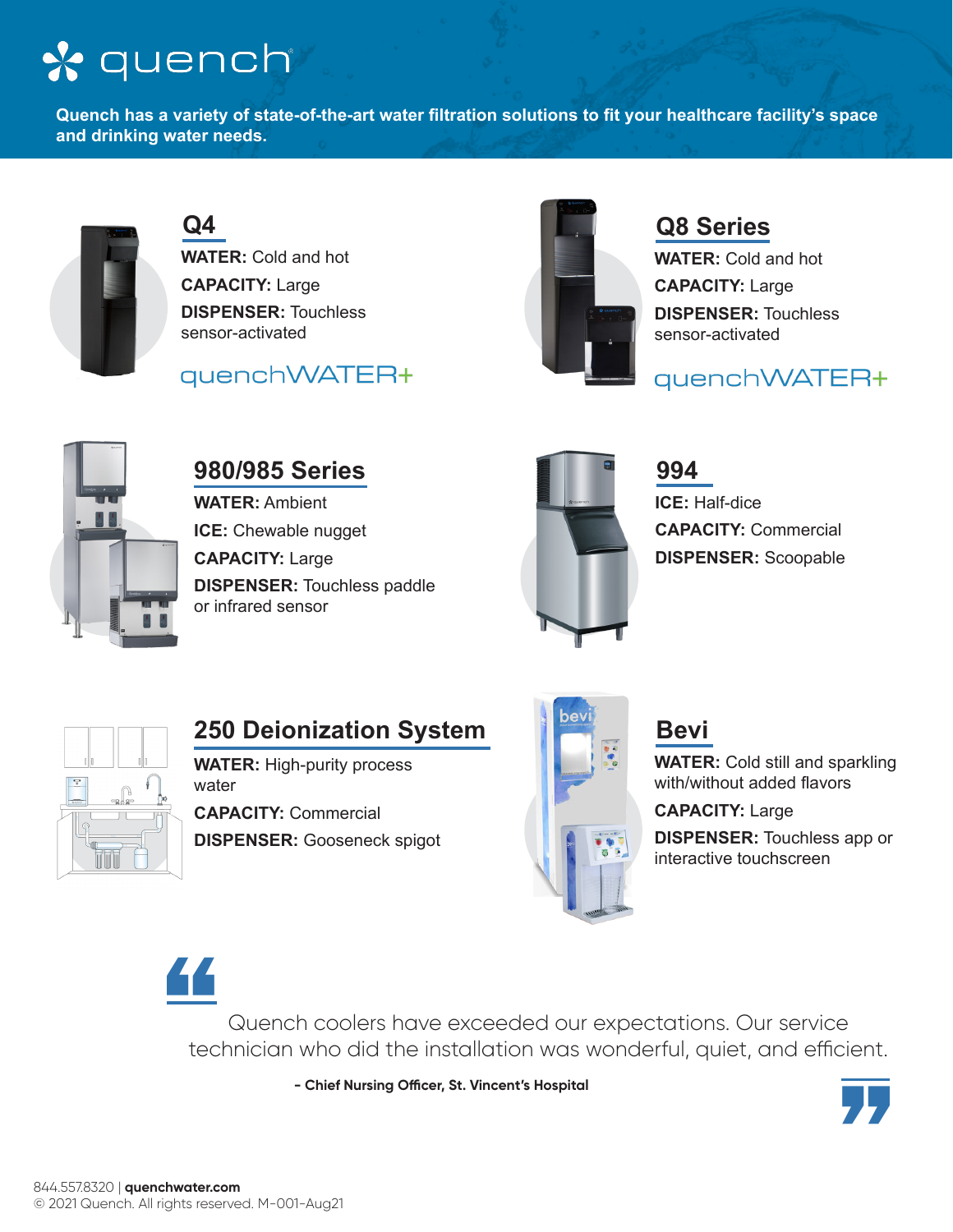# quench

**Quench has a variety of state-of-the-art water filtration solutions to fit your healthcare facility's space and drinking water needs.**

## Q4

**WATER:** Cold and hot

**CAPACITY:** Large

**DISPENSER:** Touchless sensor-activated

quenchWATER+

## Q8 Series

**WATER:** Cold and hot

**CAPACITY:** Large

**DISPENSER:** Touchless sensor-activated

quenchWATER+

## 980/985 Series

**WATER:** Ambient

**ICE:** Chewable nugget

**CAPACITY:** Large

**DISPENSER:** Touchless paddle or infrared sensor

## 994

**ICE:** Half-dice

**CAPACITY:** Commercial

**DISPENSER:** Scoopable

## 250 Deionization System

**WATER:** High-purity process water

**CAPACITY:** Commercial

**DISPENSER:** Gooseneck spigot

## Bevi

**WATER:** Cold still and sparkling with/without added flavors

**CAPACITY:** Large

**DISPENSER:** Touchless app or interactive touchscreen

> Quench coolers have exceeded our expectations. Our service technician who did the installation was wonderful, quiet, and efficient.
>
> **- Chief Nursing Officer, St. Vincent's Hospital**

844.557.8320 | **quenchwater.com**
© 2021 Quench. All rights reserved. M-001-Aug21